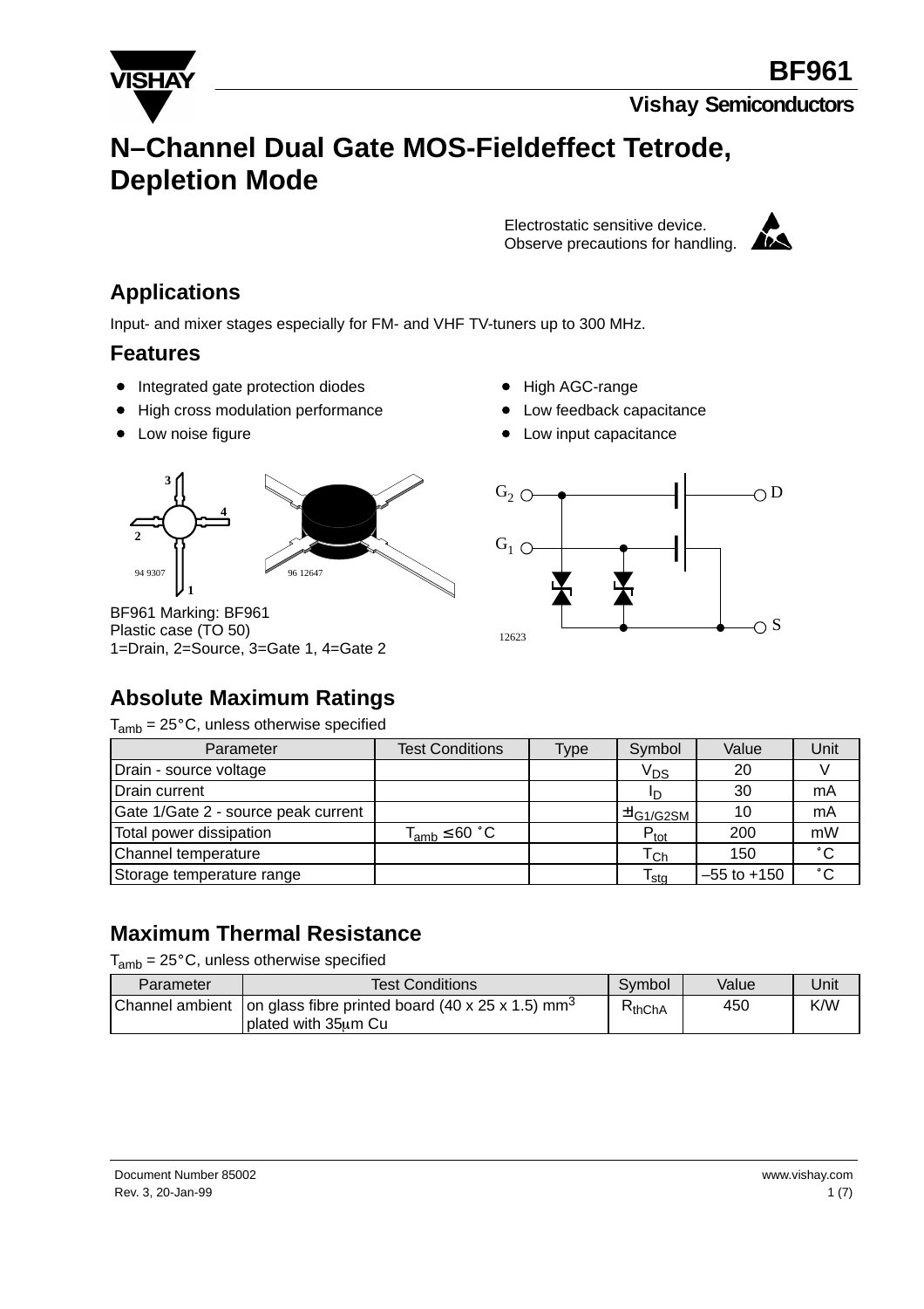# N–Channel Dual Gate MOS-Fieldeffect Tetrode, Depletion Mode

Electrostatic sensitive device.
Observe precautions for handling.

## Applications

Input- and mixer stages especially for FM- and VHF TV-tuners up to 300 MHz.

## Features

- Integrated gate protection diodes
- High cross modulation performance
- Low noise figure
- High AGC-range
- Low feedback capacitance
- Low input capacitance

BF961 Marking: BF961
Plastic case (TO 50)
1=Drain, 2=Source, 3=Gate 1, 4=Gate 2

## Absolute Maximum Ratings

$T_{amb}$ = 25°C, unless otherwise specified

| Parameter | Test Conditions | Type | Symbol | Value | Unit |
|---|---|---|---|---|---|
| Drain - source voltage | | | $V_{DS}$ | 20 | V |
| Drain current | | | $I_D$ | 30 | mA |
| Gate 1/Gate 2 - source peak current | | | $\pm I_{G1/G2SM}$ | 10 | mA |
| Total power dissipation | $T_{amb} \leq 60$ °C | | $P_{tot}$ | 200 | mW |
| Channel temperature | | | $T_{Ch}$ | 150 | °C |
| Storage temperature range | | | $T_{stg}$ | –55 to +150 | °C |

## Maximum Thermal Resistance

$T_{amb}$ = 25°C, unless otherwise specified

| Parameter | Test Conditions | Symbol | Value | Unit |
|---|---|---|---|---|
| Channel ambient | on glass fibre printed board (40 x 25 x 1.5) mm$^3$ plated with 35μm Cu | $R_{thChA}$ | 450 | K/W |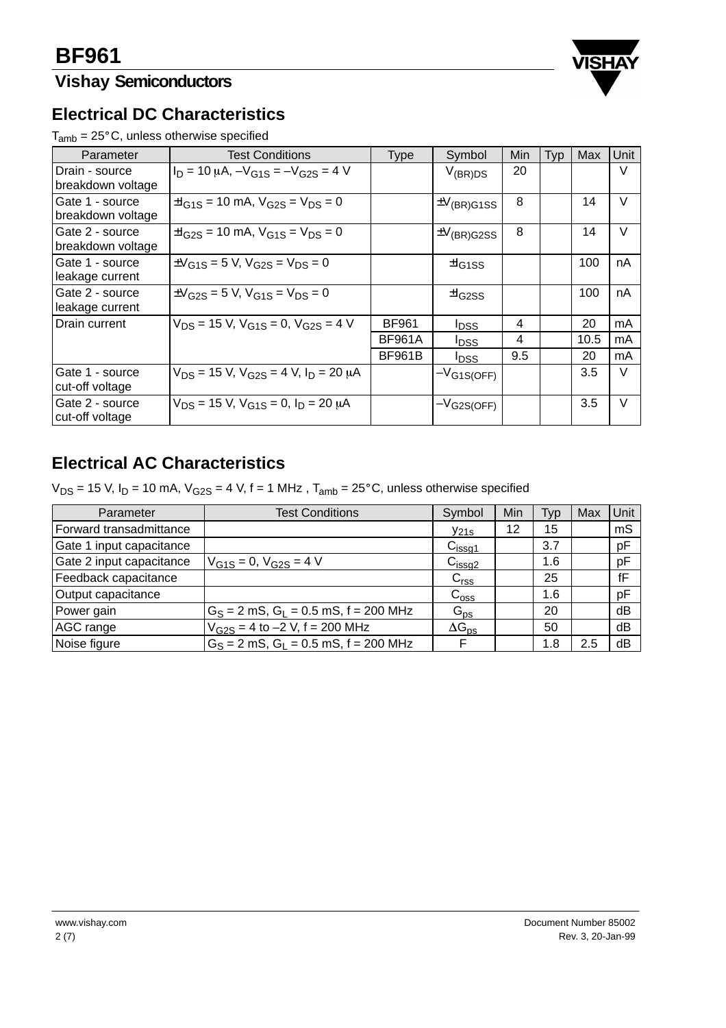## Electrical DC Characteristics

$T_{amb}$ = 25°C, unless otherwise specified

| Parameter | Test Conditions | Type | Symbol | Min | Typ | Max | Unit |
|---|---|---|---|---|---|---|---|
| Drain - source breakdown voltage | $I_D$ = 10 μA, $-V_{G1S} = -V_{G2S}$ = 4 V | | $V_{(BR)DS}$ | 20 | | | V |
| Gate 1 - source breakdown voltage | $\pm I_{G1S}$ = 10 mA, $V_{G2S} = V_{DS}$ = 0 | | $\pm V_{(BR)G1SS}$ | 8 | | 14 | V |
| Gate 2 - source breakdown voltage | $\pm I_{G2S}$ = 10 mA, $V_{G1S} = V_{DS}$ = 0 | | $\pm V_{(BR)G2SS}$ | 8 | | 14 | V |
| Gate 1 - source leakage current | $\pm V_{G1S}$ = 5 V, $V_{G2S} = V_{DS}$ = 0 | | $\pm I_{G1SS}$ | | | 100 | nA |
| Gate 2 - source leakage current | $\pm V_{G2S}$ = 5 V, $V_{G1S} = V_{DS}$ = 0 | | $\pm I_{G2SS}$ | | | 100 | nA |
| Drain current | $V_{DS}$ = 15 V, $V_{G1S}$ = 0, $V_{G2S}$ = 4 V | BF961 | $I_{DSS}$ | 4 | | 20 | mA |
| | | BF961A | $I_{DSS}$ | 4 | | 10.5 | mA |
| | | BF961B | $I_{DSS}$ | 9.5 | | 20 | mA |
| Gate 1 - source cut-off voltage | $V_{DS}$ = 15 V, $V_{G2S}$ = 4 V, $I_D$ = 20 μA | | $-V_{G1S(OFF)}$ | | | 3.5 | V |
| Gate 2 - source cut-off voltage | $V_{DS}$ = 15 V, $V_{G1S}$ = 0, $I_D$ = 20 μA | | $-V_{G2S(OFF)}$ | | | 3.5 | V |

## Electrical AC Characteristics

$V_{DS}$ = 15 V, $I_D$ = 10 mA, $V_{G2S}$ = 4 V, f = 1 MHz , $T_{amb}$ = 25°C, unless otherwise specified

| Parameter | Test Conditions | Symbol | Min | Typ | Max | Unit |
|---|---|---|---|---|---|---|
| Forward transadmittance | | $y_{21s}$ | 12 | 15 | | mS |
| Gate 1 input capacitance | | $C_{issg1}$ | | 3.7 | | pF |
| Gate 2 input capacitance | $V_{G1S}$ = 0, $V_{G2S}$ = 4 V | $C_{issg2}$ | | 1.6 | | pF |
| Feedback capacitance | | $C_{rss}$ | | 25 | | fF |
| Output capacitance | | $C_{oss}$ | | 1.6 | | pF |
| Power gain | $G_S$ = 2 mS, $G_L$ = 0.5 mS, f = 200 MHz | $G_{ps}$ | | 20 | | dB |
| AGC range | $V_{G2S}$ = 4 to –2 V, f = 200 MHz | $\Delta G_{ps}$ | | 50 | | dB |
| Noise figure | $G_S$ = 2 mS, $G_L$ = 0.5 mS, f = 200 MHz | F | | 1.8 | 2.5 | dB |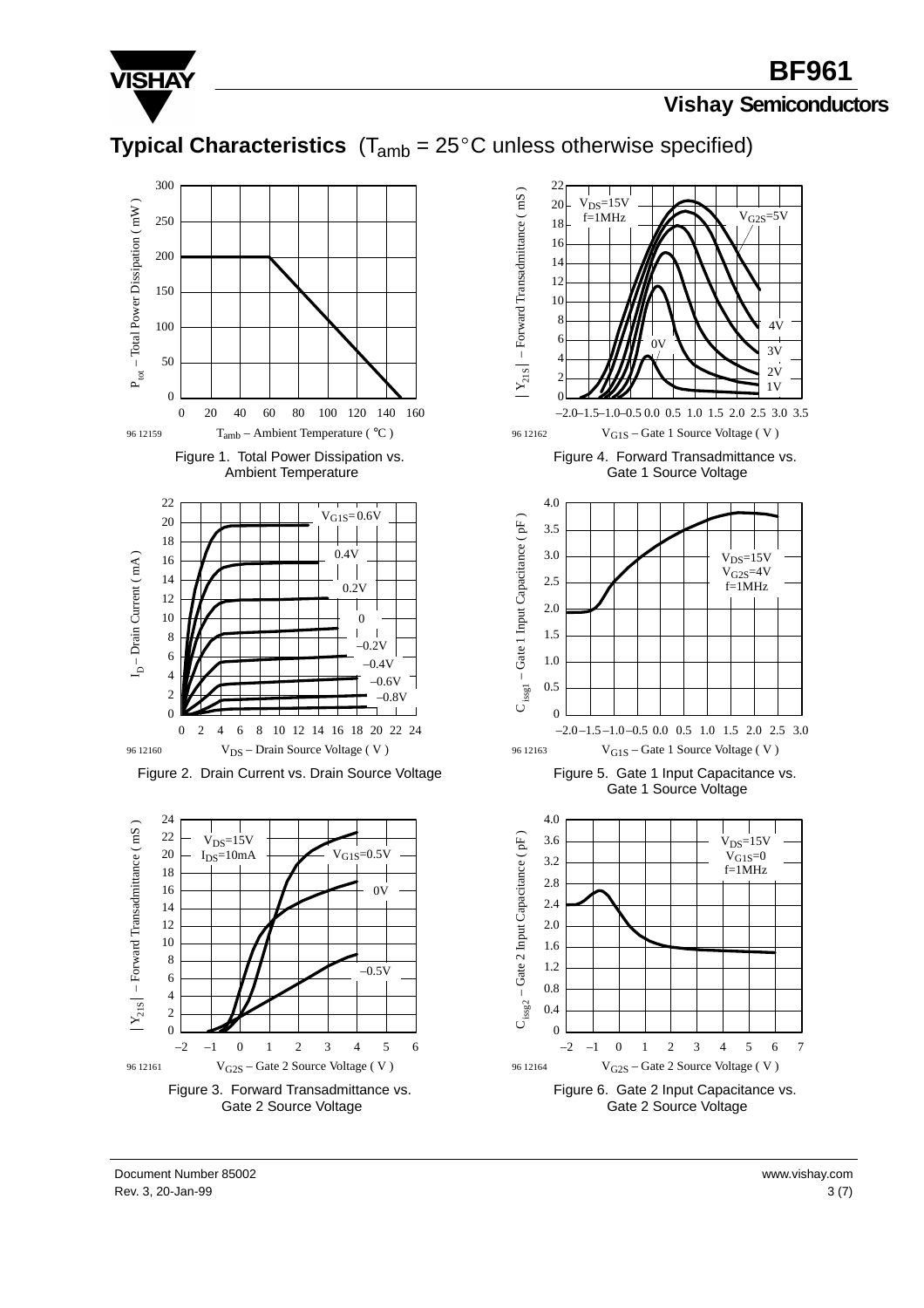## Typical Characteristics ($T_{amb}$ = 25°C unless otherwise specified)

Figure 1. Total Power Dissipation vs. Ambient Temperature

Figure 2. Drain Current vs. Drain Source Voltage

Figure 3. Forward Transadmittance vs. Gate 2 Source Voltage

Figure 4. Forward Transadmittance vs. Gate 1 Source Voltage

Figure 5. Gate 1 Input Capacitance vs. Gate 1 Source Voltage

Figure 6. Gate 2 Input Capacitance vs. Gate 2 Source Voltage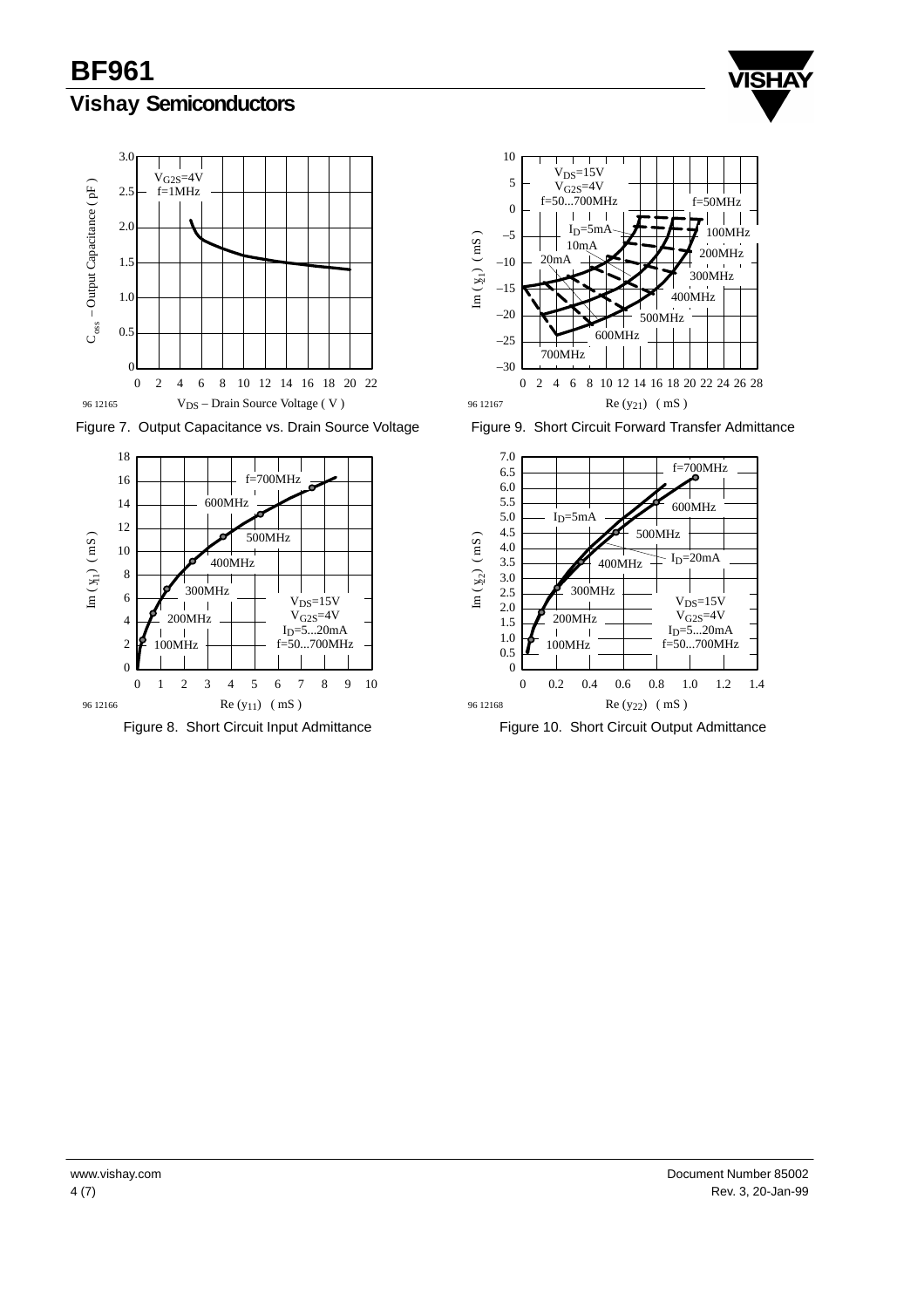Figure 7. Output Capacitance vs. Drain Source Voltage

Figure 9. Short Circuit Forward Transfer Admittance

Figure 8. Short Circuit Input Admittance

Figure 10. Short Circuit Output Admittance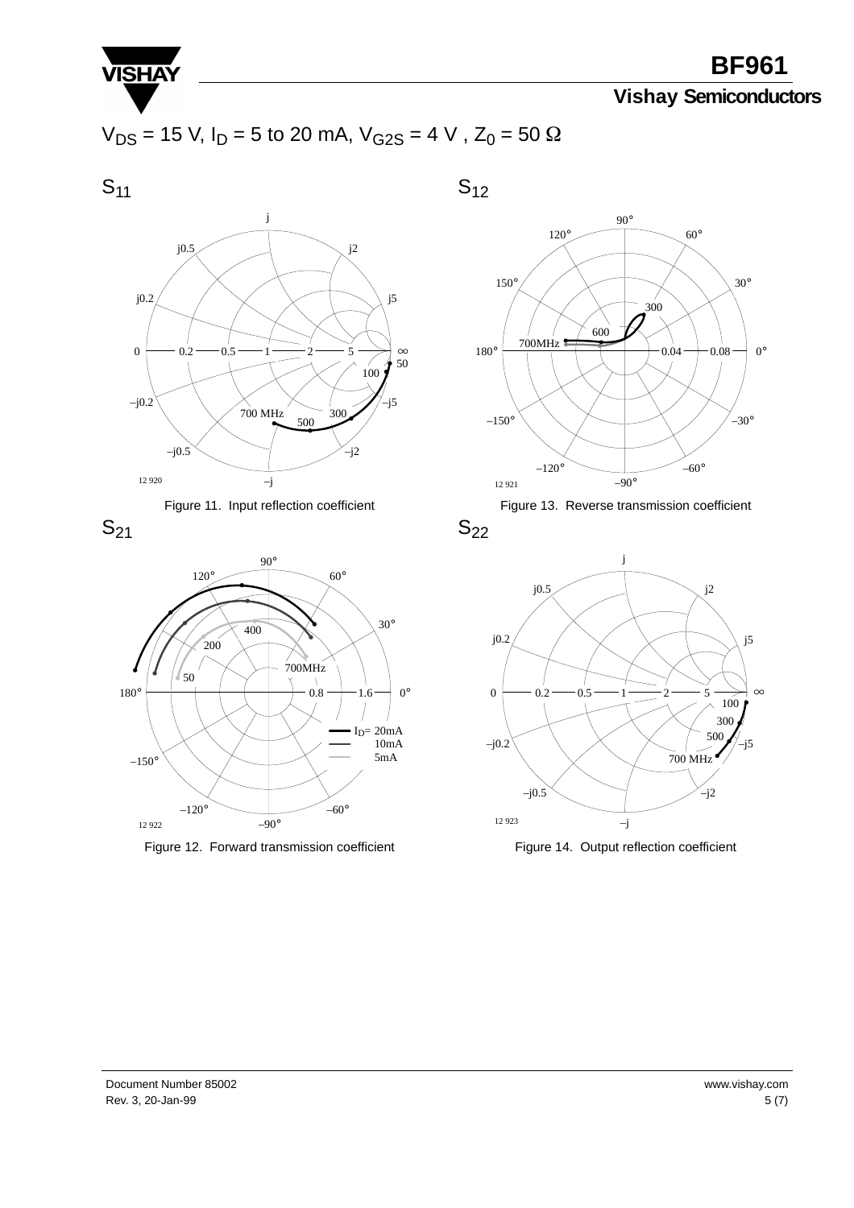$V_{DS}$ = 15 V, $I_D$ = 5 to 20 mA, $V_{G2S}$ = 4 V , $Z_0$ = 50 Ω

$S_{11}$

Figure 11. Input reflection coefficient

$S_{12}$

Figure 13. Reverse transmission coefficient

$S_{21}$

Figure 12. Forward transmission coefficient

$S_{22}$

Figure 14. Output reflection coefficient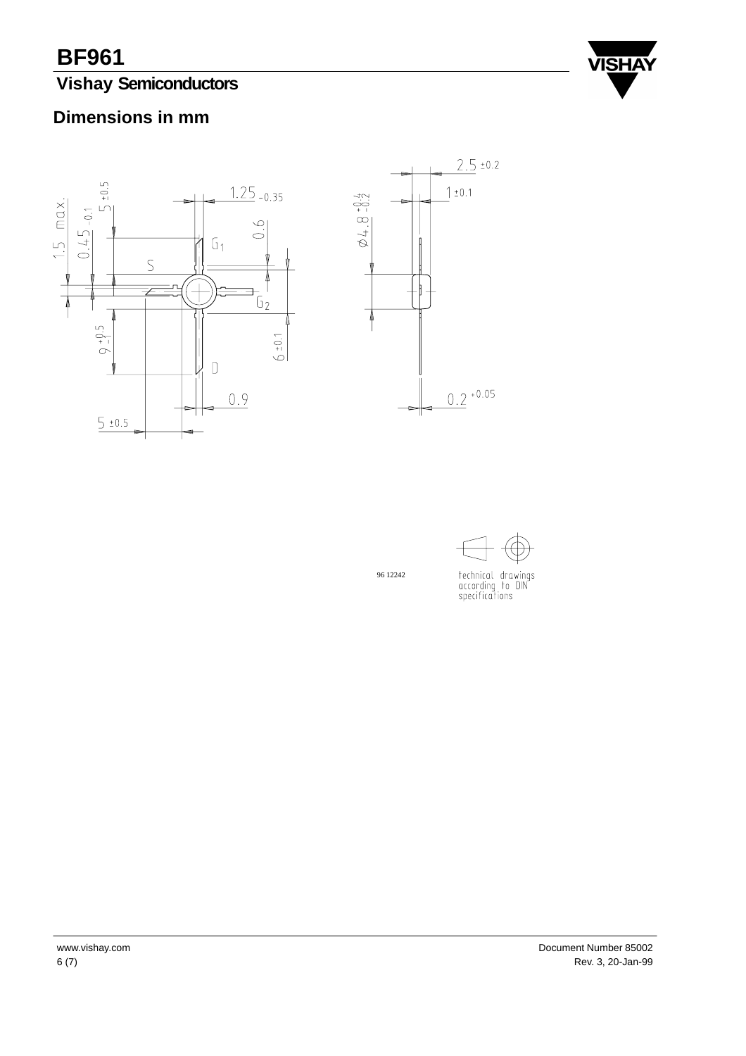## Dimensions in mm

96 12242

technical drawings according to DIN specifications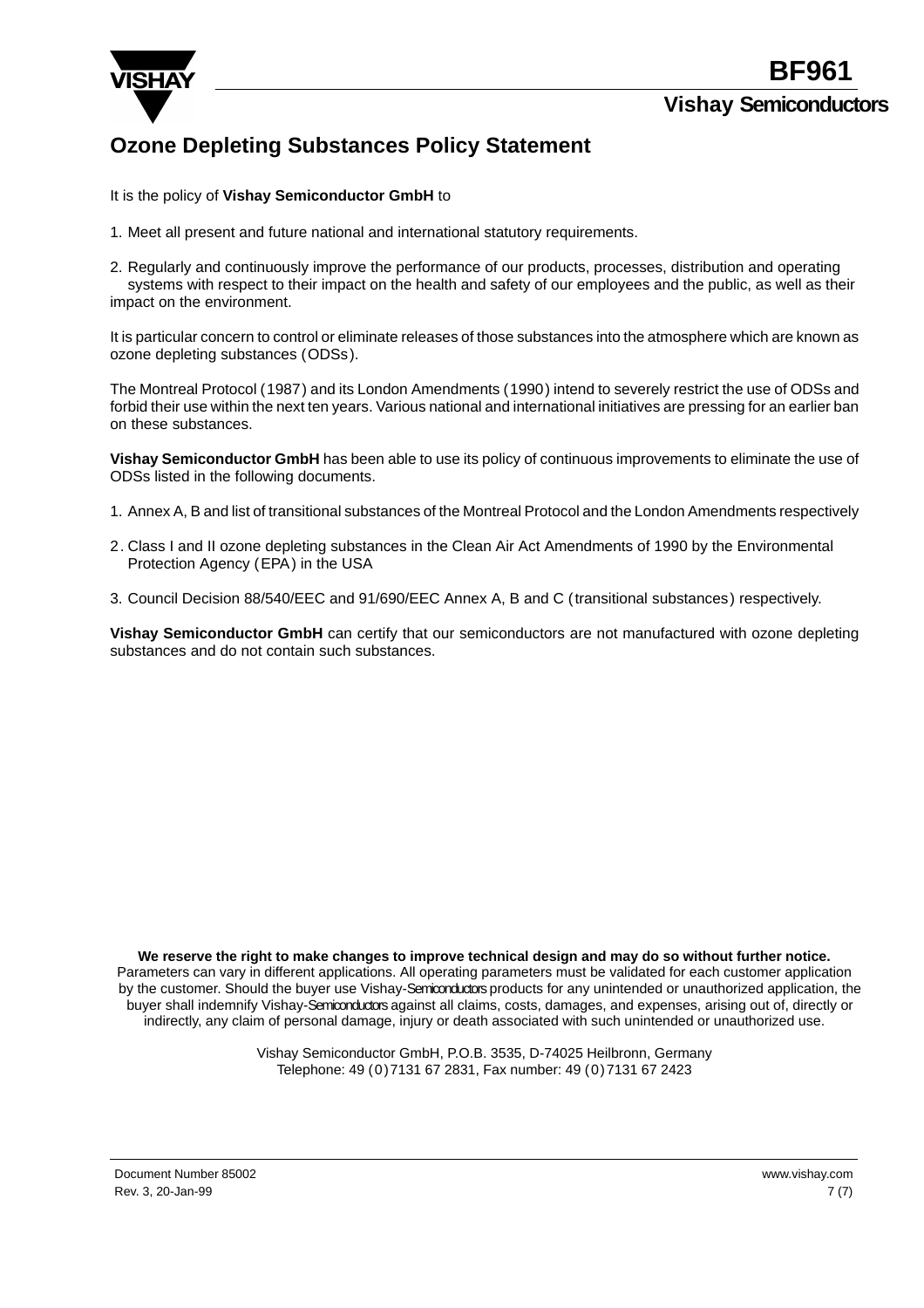## Ozone Depleting Substances Policy Statement

It is the policy of **Vishay Semiconductor GmbH** to

1. Meet all present and future national and international statutory requirements.

2. Regularly and continuously improve the performance of our products, processes, distribution and operating systems with respect to their impact on the health and safety of our employees and the public, as well as their impact on the environment.

It is particular concern to control or eliminate releases of those substances into the atmosphere which are known as ozone depleting substances (ODSs).

The Montreal Protocol (1987) and its London Amendments (1990) intend to severely restrict the use of ODSs and forbid their use within the next ten years. Various national and international initiatives are pressing for an earlier ban on these substances.

**Vishay Semiconductor GmbH** has been able to use its policy of continuous improvements to eliminate the use of ODSs listed in the following documents.

1. Annex A, B and list of transitional substances of the Montreal Protocol and the London Amendments respectively

2. Class I and II ozone depleting substances in the Clean Air Act Amendments of 1990 by the Environmental Protection Agency (EPA) in the USA

3. Council Decision 88/540/EEC and 91/690/EEC Annex A, B and C (transitional substances) respectively.

**Vishay Semiconductor GmbH** can certify that our semiconductors are not manufactured with ozone depleting substances and do not contain such substances.

**We reserve the right to make changes to improve technical design and may do so without further notice.**
Parameters can vary in different applications. All operating parameters must be validated for each customer application by the customer. Should the buyer use Vishay-Semiconductors products for any unintended or unauthorized application, the buyer shall indemnify Vishay-Semiconductors against all claims, costs, damages, and expenses, arising out of, directly or indirectly, any claim of personal damage, injury or death associated with such unintended or unauthorized use.

Vishay Semiconductor GmbH, P.O.B. 3535, D-74025 Heilbronn, Germany
Telephone: 49 (0)7131 67 2831, Fax number: 49 (0)7131 67 2423